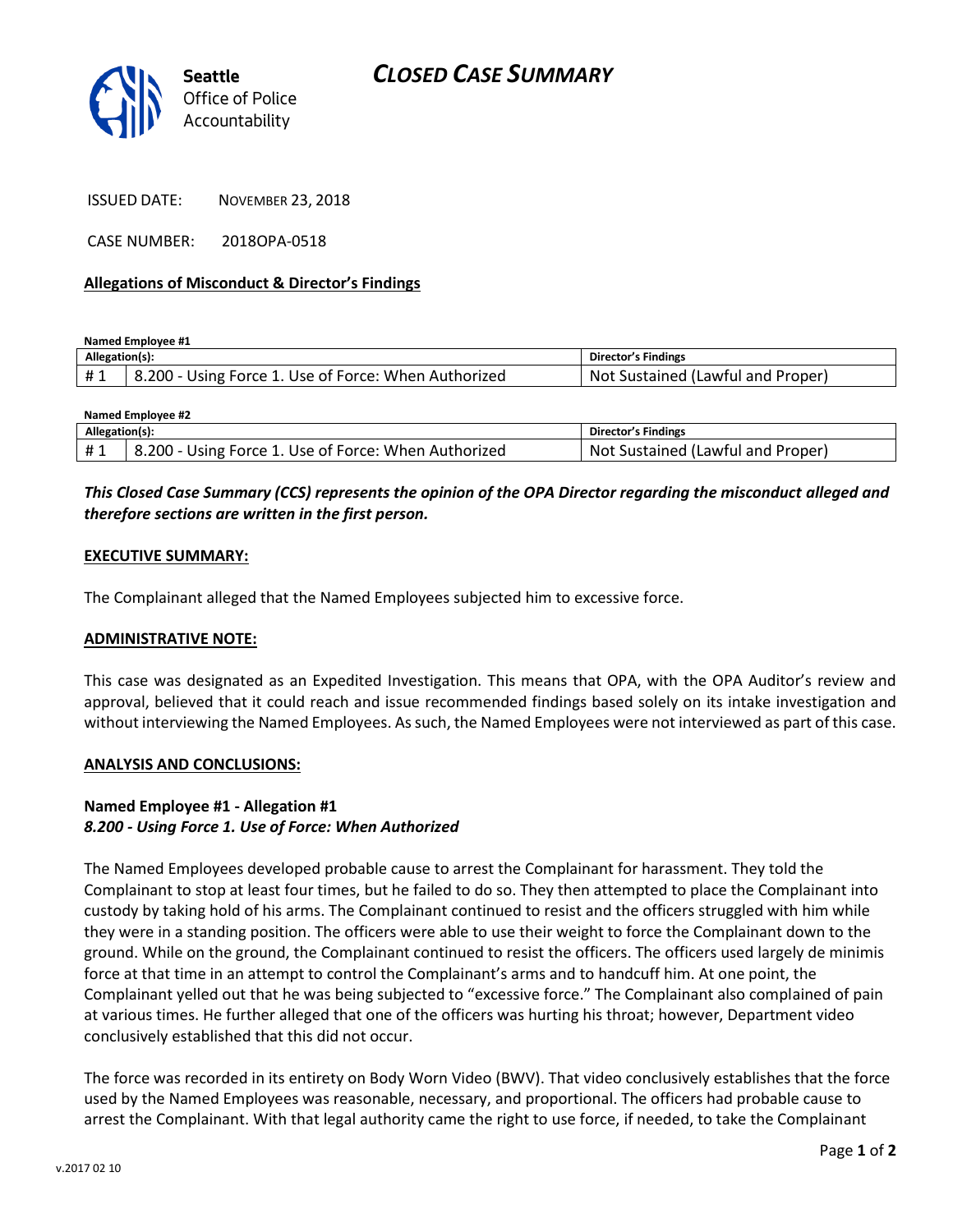**Seattle** Office of Police Accountability

# CLOSED CASE SUMMARY

ISSUED DATE: NOVEMBER 23, 2018

CASE NUMBER: 2018OPA-0518

**Allegations of Misconduct & Director's Findings**

**Named Employee #1**

| Allegation(s): | | Director's Findings |
|---|---|---|
| # 1 | 8.200 - Using Force 1. Use of Force: When Authorized | Not Sustained (Lawful and Proper) |

**Named Employee #2**

| Allegation(s): | | Director's Findings |
|---|---|---|
| # 1 | 8.200 - Using Force 1. Use of Force: When Authorized | Not Sustained (Lawful and Proper) |

***This Closed Case Summary (CCS) represents the opinion of the OPA Director regarding the misconduct alleged and therefore sections are written in the first person.***

**EXECUTIVE SUMMARY:**

The Complainant alleged that the Named Employees subjected him to excessive force.

**ADMINISTRATIVE NOTE:**

This case was designated as an Expedited Investigation. This means that OPA, with the OPA Auditor's review and approval, believed that it could reach and issue recommended findings based solely on its intake investigation and without interviewing the Named Employees. As such, the Named Employees were not interviewed as part of this case.

**ANALYSIS AND CONCLUSIONS:**

**Named Employee #1 - Allegation #1**
***8.200 - Using Force 1. Use of Force: When Authorized***

The Named Employees developed probable cause to arrest the Complainant for harassment. They told the Complainant to stop at least four times, but he failed to do so. They then attempted to place the Complainant into custody by taking hold of his arms. The Complainant continued to resist and the officers struggled with him while they were in a standing position. The officers were able to use their weight to force the Complainant down to the ground. While on the ground, the Complainant continued to resist the officers. The officers used largely de minimis force at that time in an attempt to control the Complainant's arms and to handcuff him. At one point, the Complainant yelled out that he was being subjected to "excessive force." The Complainant also complained of pain at various times. He further alleged that one of the officers was hurting his throat; however, Department video conclusively established that this did not occur.

The force was recorded in its entirety on Body Worn Video (BWV). That video conclusively establishes that the force used by the Named Employees was reasonable, necessary, and proportional. The officers had probable cause to arrest the Complainant. With that legal authority came the right to use force, if needed, to take the Complainant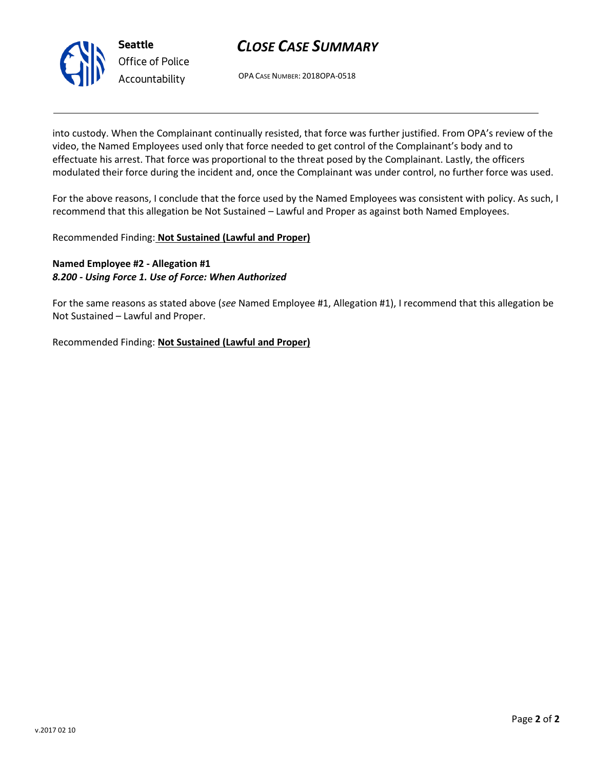into custody. When the Complainant continually resisted, that force was further justified. From OPA's review of the video, the Named Employees used only that force needed to get control of the Complainant's body and to effectuate his arrest. That force was proportional to the threat posed by the Complainant. Lastly, the officers modulated their force during the incident and, once the Complainant was under control, no further force was used.

For the above reasons, I conclude that the force used by the Named Employees was consistent with policy. As such, I recommend that this allegation be Not Sustained – Lawful and Proper as against both Named Employees.

Recommended Finding: **Not Sustained (Lawful and Proper)**

**Named Employee #2 - Allegation #1**
***8.200 - Using Force 1. Use of Force: When Authorized***

For the same reasons as stated above (*see* Named Employee #1, Allegation #1), I recommend that this allegation be Not Sustained – Lawful and Proper.

Recommended Finding: **Not Sustained (Lawful and Proper)**